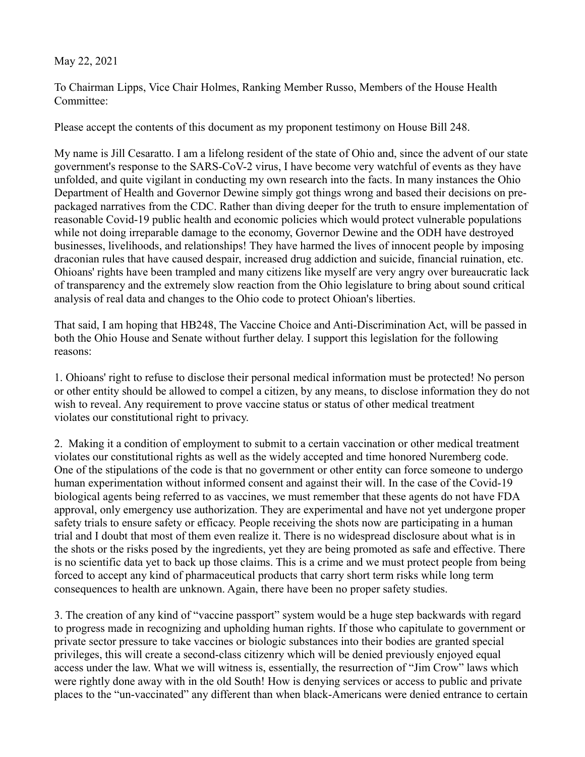May 22, 2021

To Chairman Lipps, Vice Chair Holmes, Ranking Member Russo, Members of the House Health Committee:

Please accept the contents of this document as my proponent testimony on House Bill 248.

My name is Jill Cesaratto. I am a lifelong resident of the state of Ohio and, since the advent of our state government's response to the SARS-CoV-2 virus, I have become very watchful of events as they have unfolded, and quite vigilant in conducting my own research into the facts. In many instances the Ohio Department of Health and Governor Dewine simply got things wrong and based their decisions on pre-packaged narratives from the CDC. Rather than diving deeper for the truth to ensure implementation of reasonable Covid-19 public health and economic policies which would protect vulnerable populations while not doing irreparable damage to the economy, Governor Dewine and the ODH have destroyed businesses, livelihoods, and relationships! They have harmed the lives of innocent people by imposing draconian rules that have caused despair, increased drug addiction and suicide, financial ruination, etc. Ohioans' rights have been trampled and many citizens like myself are very angry over bureaucratic lack of transparency and the extremely slow reaction from the Ohio legislature to bring about sound critical analysis of real data and changes to the Ohio code to protect Ohioan's liberties.

That said, I am hoping that HB248, The Vaccine Choice and Anti-Discrimination Act, will be passed in both the Ohio House and Senate without further delay. I support this legislation for the following reasons:

1. Ohioans' right to refuse to disclose their personal medical information must be protected! No person or other entity should be allowed to compel a citizen, by any means, to disclose information they do not wish to reveal. Any requirement to prove vaccine status or status of other medical treatment violates our constitutional right to privacy.

2. Making it a condition of employment to submit to a certain vaccination or other medical treatment violates our constitutional rights as well as the widely accepted and time honored Nuremberg code. One of the stipulations of the code is that no government or other entity can force someone to undergo human experimentation without informed consent and against their will. In the case of the Covid-19 biological agents being referred to as vaccines, we must remember that these agents do not have FDA approval, only emergency use authorization. They are experimental and have not yet undergone proper safety trials to ensure safety or efficacy. People receiving the shots now are participating in a human trial and I doubt that most of them even realize it. There is no widespread disclosure about what is in the shots or the risks posed by the ingredients, yet they are being promoted as safe and effective. There is no scientific data yet to back up those claims. This is a crime and we must protect people from being forced to accept any kind of pharmaceutical products that carry short term risks while long term consequences to health are unknown. Again, there have been no proper safety studies.

3. The creation of any kind of "vaccine passport" system would be a huge step backwards with regard to progress made in recognizing and upholding human rights. If those who capitulate to government or private sector pressure to take vaccines or biologic substances into their bodies are granted special privileges, this will create a second-class citizenry which will be denied previously enjoyed equal access under the law. What we will witness is, essentially, the resurrection of "Jim Crow" laws which were rightly done away with in the old South! How is denying services or access to public and private places to the "un-vaccinated" any different than when black-Americans were denied entrance to certain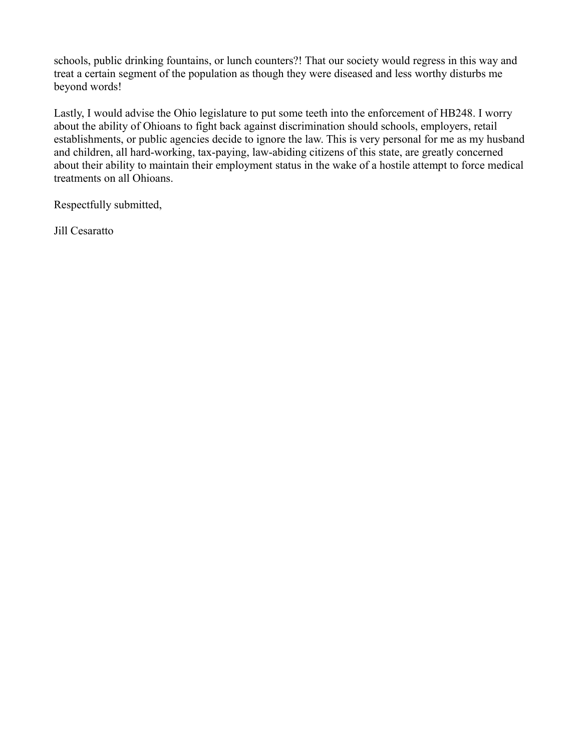schools, public drinking fountains, or lunch counters?! That our society would regress in this way and treat a certain segment of the population as though they were diseased and less worthy disturbs me beyond words!

Lastly, I would advise the Ohio legislature to put some teeth into the enforcement of HB248. I worry about the ability of Ohioans to fight back against discrimination should schools, employers, retail establishments, or public agencies decide to ignore the law. This is very personal for me as my husband and children, all hard-working, tax-paying, law-abiding citizens of this state, are greatly concerned about their ability to maintain their employment status in the wake of a hostile attempt to force medical treatments on all Ohioans.

Respectfully submitted,

Jill Cesaratto